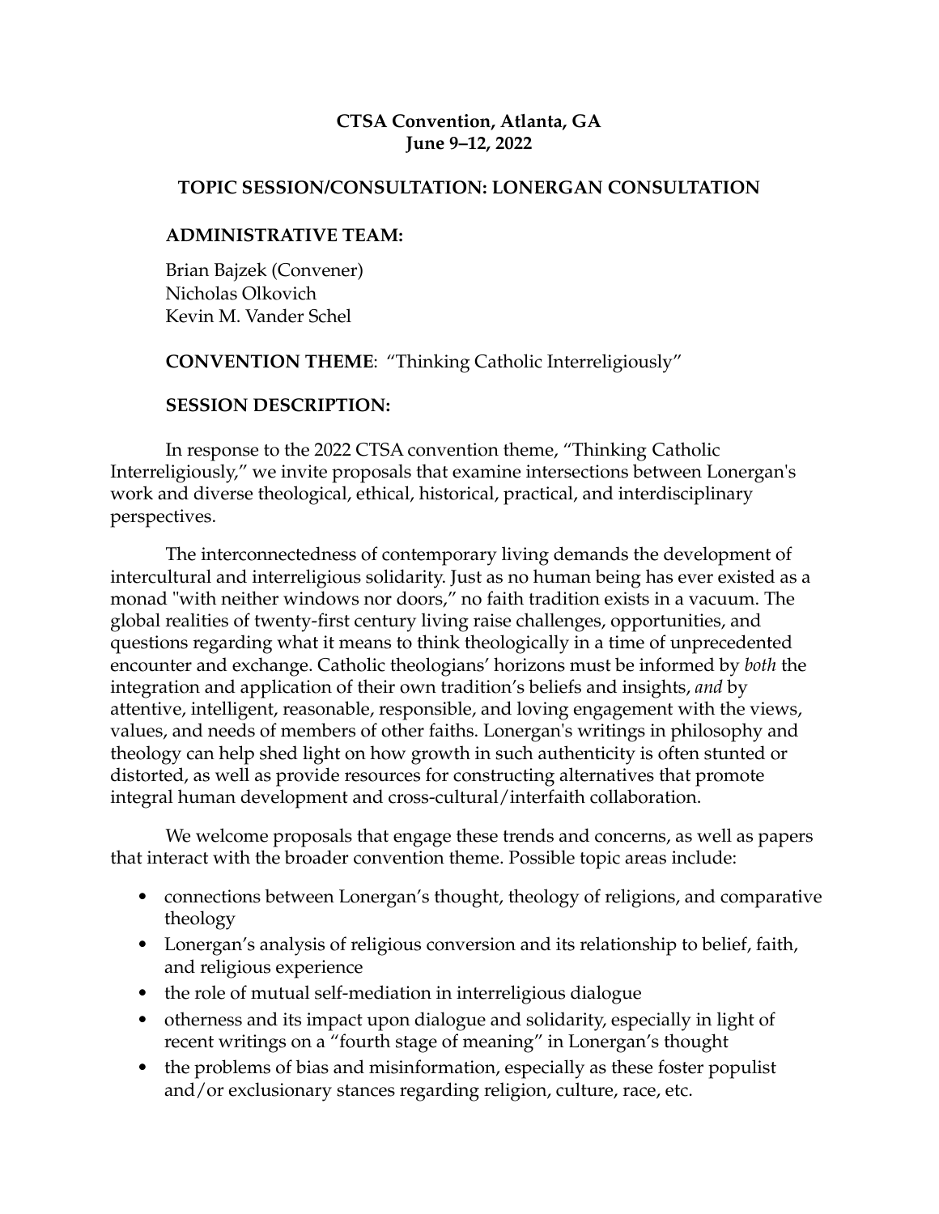**CTSA Convention, Atlanta, GA**
**June 9–12, 2022**

## TOPIC SESSION/CONSULTATION: LONERGAN CONSULTATION

### ADMINISTRATIVE TEAM:

Brian Bajzek (Convener)
Nicholas Olkovich
Kevin M. Vander Schel

**CONVENTION THEME**: "Thinking Catholic Interreligiously"

### SESSION DESCRIPTION:

In response to the 2022 CTSA convention theme, "Thinking Catholic Interreligiously," we invite proposals that examine intersections between Lonergan's work and diverse theological, ethical, historical, practical, and interdisciplinary perspectives.

The interconnectedness of contemporary living demands the development of intercultural and interreligious solidarity. Just as no human being has ever existed as a monad "with neither windows nor doors," no faith tradition exists in a vacuum. The global realities of twenty-first century living raise challenges, opportunities, and questions regarding what it means to think theologically in a time of unprecedented encounter and exchange. Catholic theologians' horizons must be informed by *both* the integration and application of their own tradition's beliefs and insights, *and* by attentive, intelligent, reasonable, responsible, and loving engagement with the views, values, and needs of members of other faiths. Lonergan's writings in philosophy and theology can help shed light on how growth in such authenticity is often stunted or distorted, as well as provide resources for constructing alternatives that promote integral human development and cross-cultural/interfaith collaboration.

We welcome proposals that engage these trends and concerns, as well as papers that interact with the broader convention theme. Possible topic areas include:

- connections between Lonergan's thought, theology of religions, and comparative theology
- Lonergan's analysis of religious conversion and its relationship to belief, faith, and religious experience
- the role of mutual self-mediation in interreligious dialogue
- otherness and its impact upon dialogue and solidarity, especially in light of recent writings on a "fourth stage of meaning" in Lonergan's thought
- the problems of bias and misinformation, especially as these foster populist and/or exclusionary stances regarding religion, culture, race, etc.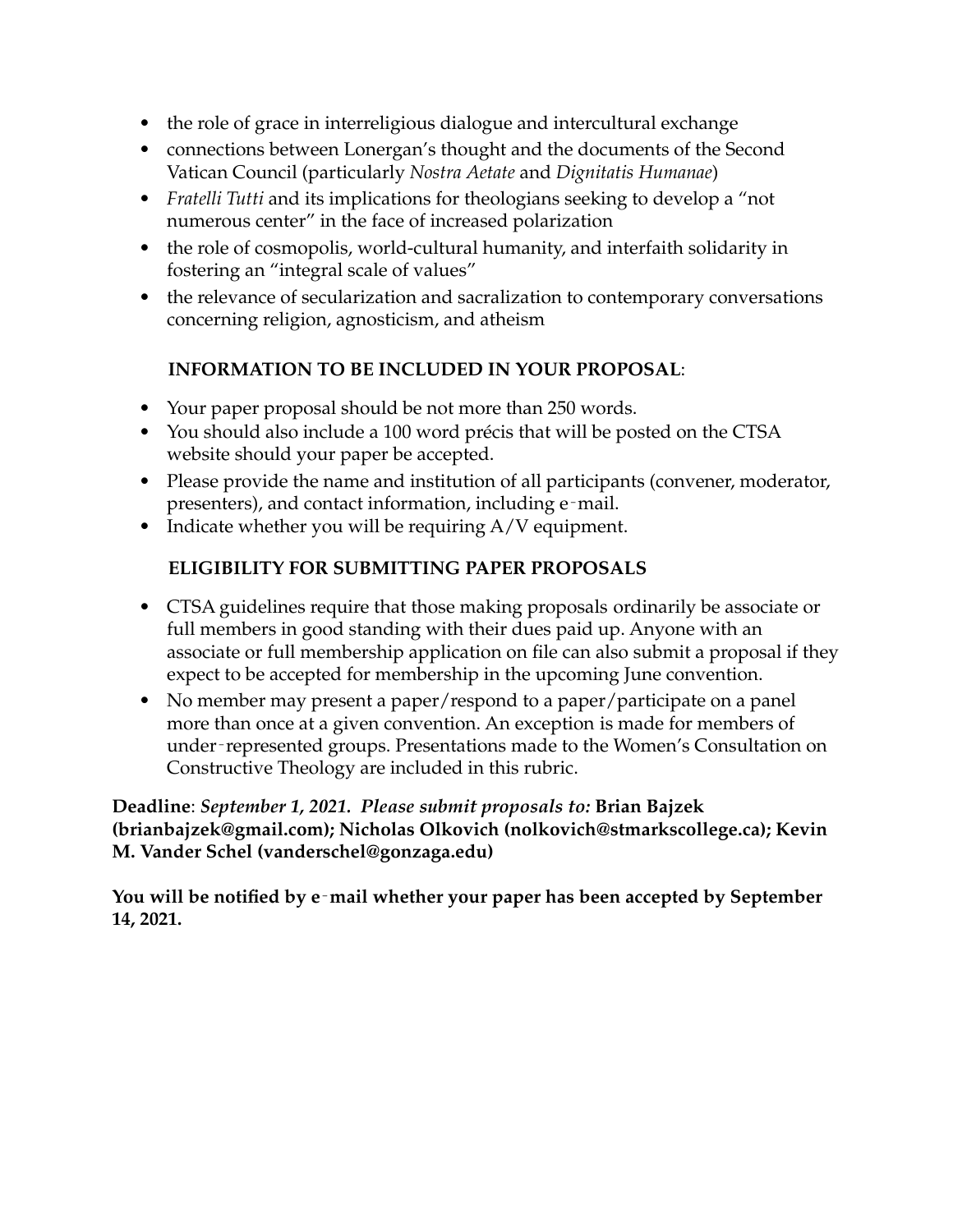- the role of grace in interreligious dialogue and intercultural exchange
- connections between Lonergan's thought and the documents of the Second Vatican Council (particularly *Nostra Aetate* and *Dignitatis Humanae*)
- *Fratelli Tutti* and its implications for theologians seeking to develop a "not numerous center" in the face of increased polarization
- the role of cosmopolis, world-cultural humanity, and interfaith solidarity in fostering an "integral scale of values"
- the relevance of secularization and sacralization to contemporary conversations concerning religion, agnosticism, and atheism

**INFORMATION TO BE INCLUDED IN YOUR PROPOSAL**:

- Your paper proposal should be not more than 250 words.
- You should also include a 100 word précis that will be posted on the CTSA website should your paper be accepted.
- Please provide the name and institution of all participants (convener, moderator, presenters), and contact information, including e-mail.
- Indicate whether you will be requiring A/V equipment.

**ELIGIBILITY FOR SUBMITTING PAPER PROPOSALS**

- CTSA guidelines require that those making proposals ordinarily be associate or full members in good standing with their dues paid up. Anyone with an associate or full membership application on file can also submit a proposal if they expect to be accepted for membership in the upcoming June convention.
- No member may present a paper/respond to a paper/participate on a panel more than once at a given convention. An exception is made for members of under-represented groups. Presentations made to the Women's Consultation on Constructive Theology are included in this rubric.

**Deadline**: ***September 1, 2021. Please submit proposals to:*** **Brian Bajzek (brianbajzek@gmail.com); Nicholas Olkovich (nolkovich@stmarkscollege.ca); Kevin M. Vander Schel (vanderschel@gonzaga.edu)**

**You will be notified by e-mail whether your paper has been accepted by September 14, 2021.**